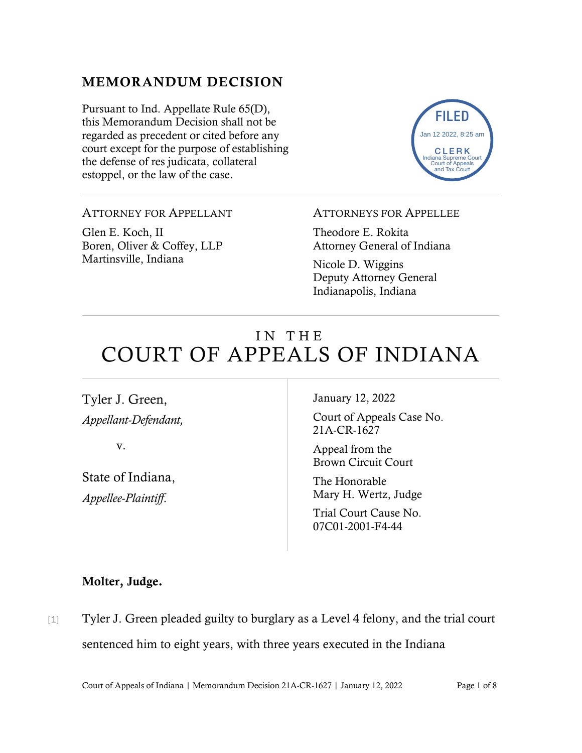## MEMORANDUM DECISION

Pursuant to Ind. Appellate Rule 65(D), this Memorandum Decision shall not be regarded as precedent or cited before any court except for the purpose of establishing the defense of res judicata, collateral estoppel, or the law of the case.

FILED
Jan 12 2022, 8:25 am
CLERK
Indiana Supreme Court
Court of Appeals
and Tax Court

ATTORNEY FOR APPELLANT

Glen E. Koch, II
Boren, Oliver & Coffey, LLP
Martinsville, Indiana

ATTORNEYS FOR APPELLEE

Theodore E. Rokita
Attorney General of Indiana

Nicole D. Wiggins
Deputy Attorney General
Indianapolis, Indiana

# IN THE COURT OF APPEALS OF INDIANA

Tyler J. Green,
*Appellant-Defendant,*

v.

State of Indiana,
*Appellee-Plaintiff.*

January 12, 2022

Court of Appeals Case No. 21A-CR-1627

Appeal from the Brown Circuit Court

The Honorable Mary H. Wertz, Judge

Trial Court Cause No. 07C01-2001-F4-44

**Molter, Judge.**

[1] Tyler J. Green pleaded guilty to burglary as a Level 4 felony, and the trial court sentenced him to eight years, with three years executed in the Indiana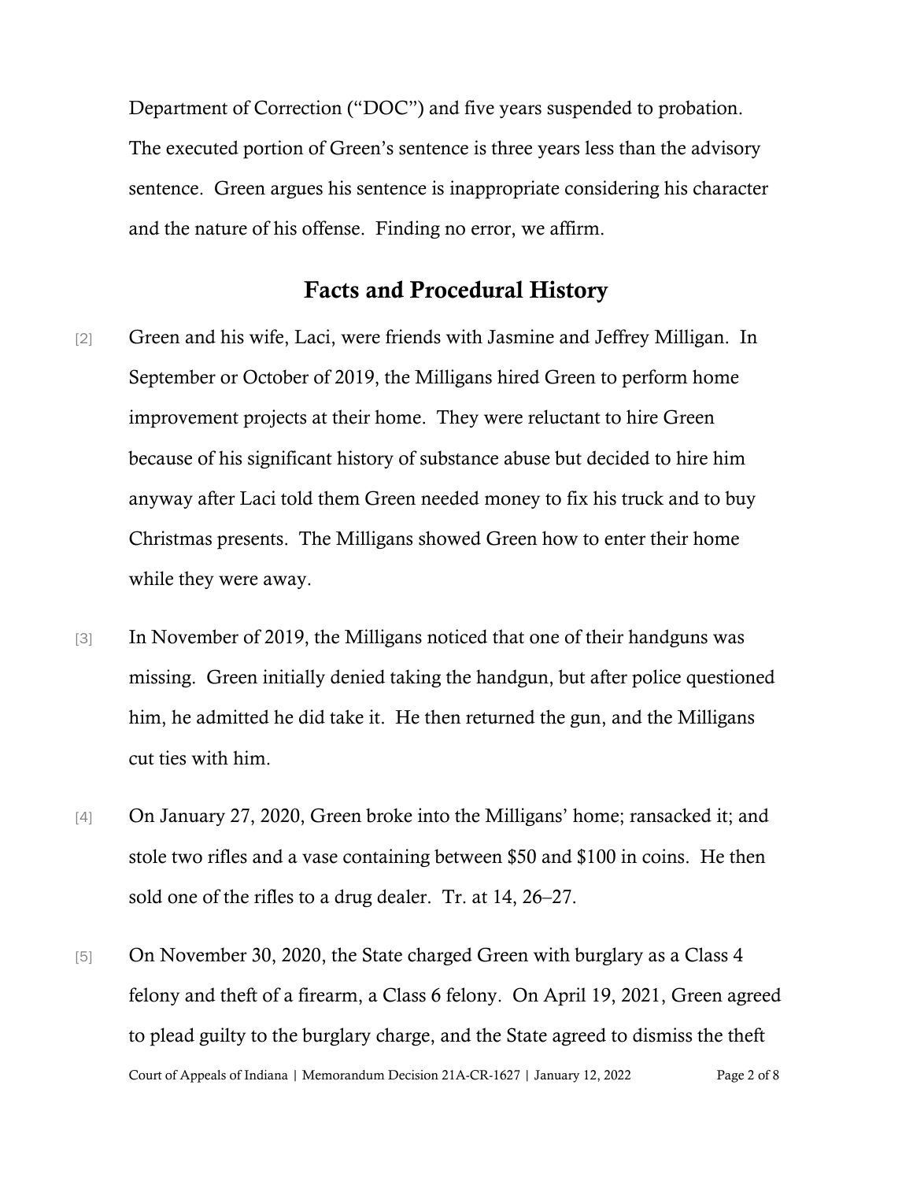Department of Correction ("DOC") and five years suspended to probation. The executed portion of Green's sentence is three years less than the advisory sentence. Green argues his sentence is inappropriate considering his character and the nature of his offense. Finding no error, we affirm.

## Facts and Procedural History

[2] Green and his wife, Laci, were friends with Jasmine and Jeffrey Milligan. In September or October of 2019, the Milligans hired Green to perform home improvement projects at their home. They were reluctant to hire Green because of his significant history of substance abuse but decided to hire him anyway after Laci told them Green needed money to fix his truck and to buy Christmas presents. The Milligans showed Green how to enter their home while they were away.

[3] In November of 2019, the Milligans noticed that one of their handguns was missing. Green initially denied taking the handgun, but after police questioned him, he admitted he did take it. He then returned the gun, and the Milligans cut ties with him.

[4] On January 27, 2020, Green broke into the Milligans' home; ransacked it; and stole two rifles and a vase containing between $50 and $100 in coins. He then sold one of the rifles to a drug dealer. Tr. at 14, 26–27.

[5] On November 30, 2020, the State charged Green with burglary as a Class 4 felony and theft of a firearm, a Class 6 felony. On April 19, 2021, Green agreed to plead guilty to the burglary charge, and the State agreed to dismiss the theft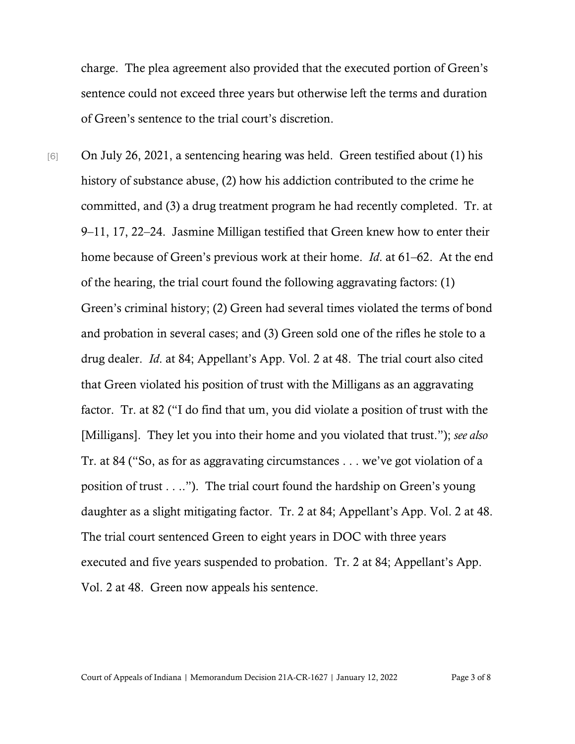charge. The plea agreement also provided that the executed portion of Green's sentence could not exceed three years but otherwise left the terms and duration of Green's sentence to the trial court's discretion.

[6] On July 26, 2021, a sentencing hearing was held. Green testified about (1) his history of substance abuse, (2) how his addiction contributed to the crime he committed, and (3) a drug treatment program he had recently completed. Tr. at 9–11, 17, 22–24. Jasmine Milligan testified that Green knew how to enter their home because of Green's previous work at their home. *Id*. at 61–62. At the end of the hearing, the trial court found the following aggravating factors: (1) Green's criminal history; (2) Green had several times violated the terms of bond and probation in several cases; and (3) Green sold one of the rifles he stole to a drug dealer. *Id*. at 84; Appellant's App. Vol. 2 at 48. The trial court also cited that Green violated his position of trust with the Milligans as an aggravating factor. Tr. at 82 ("I do find that um, you did violate a position of trust with the [Milligans]. They let you into their home and you violated that trust."); *see also* Tr. at 84 ("So, as for as aggravating circumstances . . . we've got violation of a position of trust . . .."). The trial court found the hardship on Green's young daughter as a slight mitigating factor. Tr. 2 at 84; Appellant's App. Vol. 2 at 48. The trial court sentenced Green to eight years in DOC with three years executed and five years suspended to probation. Tr. 2 at 84; Appellant's App. Vol. 2 at 48. Green now appeals his sentence.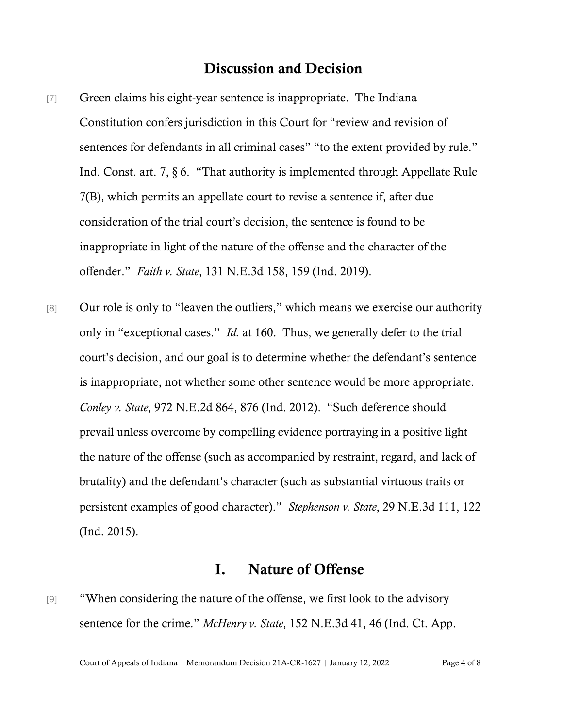## Discussion and Decision

[7] Green claims his eight-year sentence is inappropriate. The Indiana Constitution confers jurisdiction in this Court for "review and revision of sentences for defendants in all criminal cases" "to the extent provided by rule." Ind. Const. art. 7, § 6. "That authority is implemented through Appellate Rule 7(B), which permits an appellate court to revise a sentence if, after due consideration of the trial court's decision, the sentence is found to be inappropriate in light of the nature of the offense and the character of the offender." *Faith v. State*, 131 N.E.3d 158, 159 (Ind. 2019).

[8] Our role is only to "leaven the outliers," which means we exercise our authority only in "exceptional cases." *Id.* at 160. Thus, we generally defer to the trial court's decision, and our goal is to determine whether the defendant's sentence is inappropriate, not whether some other sentence would be more appropriate. *Conley v. State*, 972 N.E.2d 864, 876 (Ind. 2012). "Such deference should prevail unless overcome by compelling evidence portraying in a positive light the nature of the offense (such as accompanied by restraint, regard, and lack of brutality) and the defendant's character (such as substantial virtuous traits or persistent examples of good character)." *Stephenson v. State*, 29 N.E.3d 111, 122 (Ind. 2015).

## I. Nature of Offense

[9] "When considering the nature of the offense, we first look to the advisory sentence for the crime." *McHenry v. State*, 152 N.E.3d 41, 46 (Ind. Ct. App.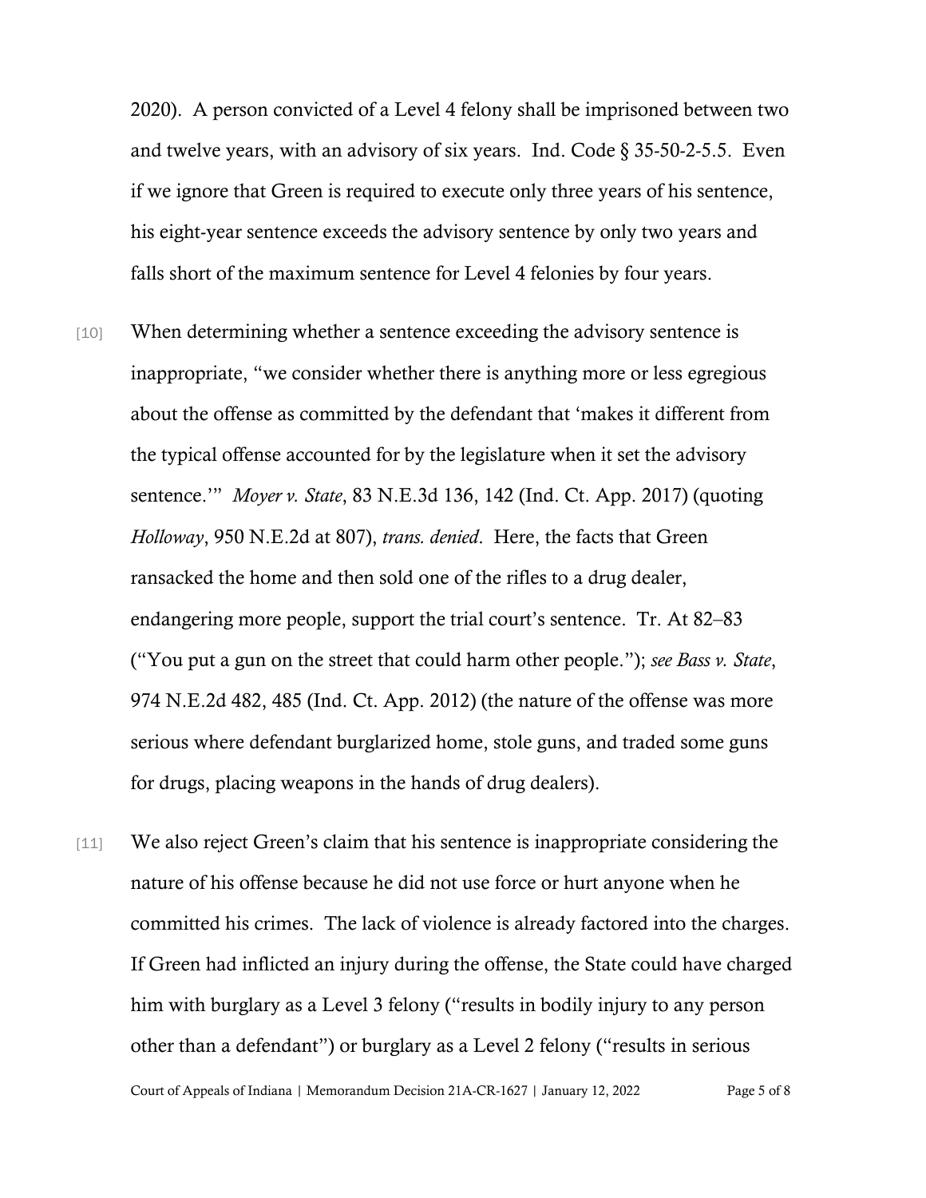2020). A person convicted of a Level 4 felony shall be imprisoned between two and twelve years, with an advisory of six years. Ind. Code § 35-50-2-5.5. Even if we ignore that Green is required to execute only three years of his sentence, his eight-year sentence exceeds the advisory sentence by only two years and falls short of the maximum sentence for Level 4 felonies by four years.

[10] When determining whether a sentence exceeding the advisory sentence is inappropriate, "we consider whether there is anything more or less egregious about the offense as committed by the defendant that 'makes it different from the typical offense accounted for by the legislature when it set the advisory sentence.'" *Moyer v. State*, 83 N.E.3d 136, 142 (Ind. Ct. App. 2017) (quoting *Holloway*, 950 N.E.2d at 807), *trans. denied*. Here, the facts that Green ransacked the home and then sold one of the rifles to a drug dealer, endangering more people, support the trial court's sentence. Tr. At 82–83 ("You put a gun on the street that could harm other people."); *see Bass v. State*, 974 N.E.2d 482, 485 (Ind. Ct. App. 2012) (the nature of the offense was more serious where defendant burglarized home, stole guns, and traded some guns for drugs, placing weapons in the hands of drug dealers).

[11] We also reject Green's claim that his sentence is inappropriate considering the nature of his offense because he did not use force or hurt anyone when he committed his crimes. The lack of violence is already factored into the charges. If Green had inflicted an injury during the offense, the State could have charged him with burglary as a Level 3 felony ("results in bodily injury to any person other than a defendant") or burglary as a Level 2 felony ("results in serious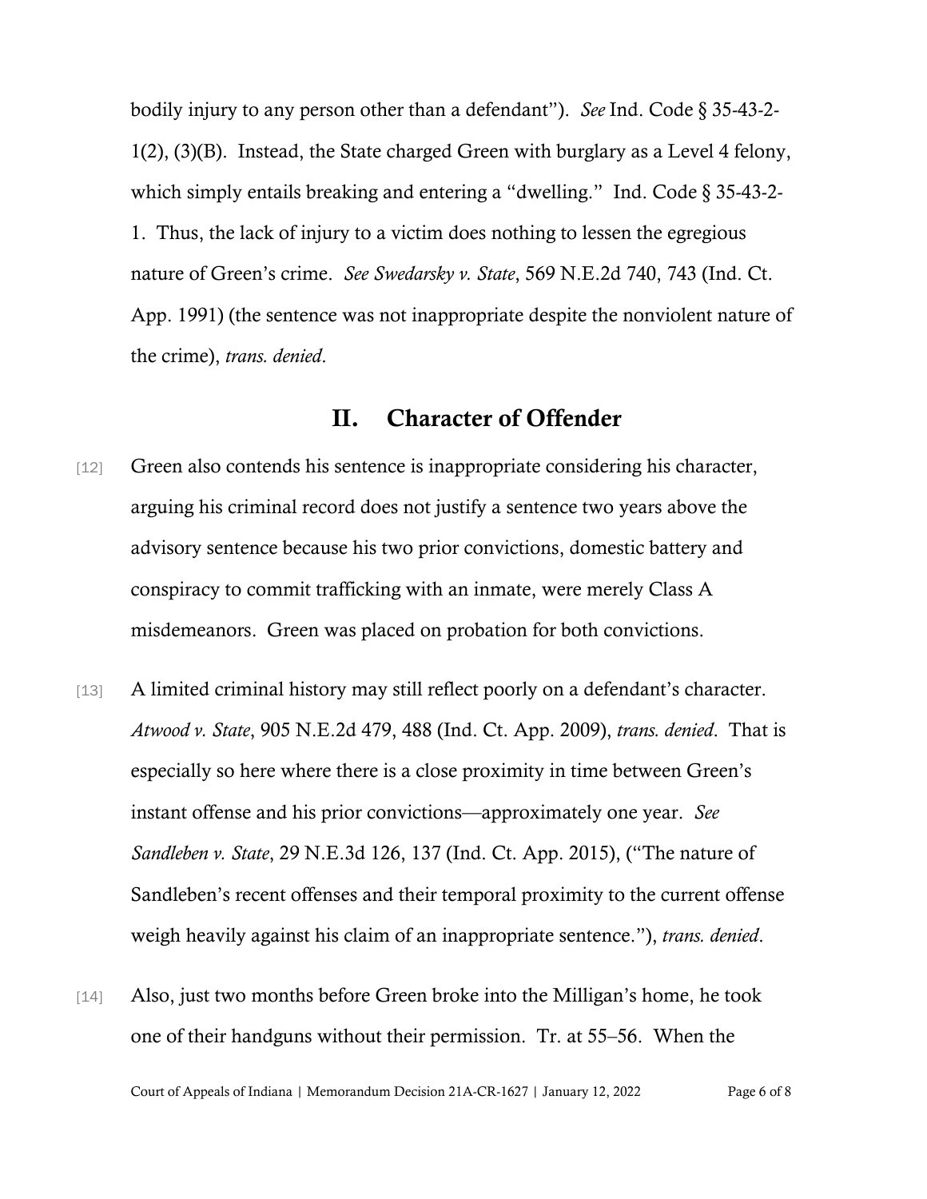bodily injury to any person other than a defendant"). *See* Ind. Code § 35-43-2-1(2), (3)(B). Instead, the State charged Green with burglary as a Level 4 felony, which simply entails breaking and entering a "dwelling." Ind. Code § 35-43-2-1. Thus, the lack of injury to a victim does nothing to lessen the egregious nature of Green's crime. *See Swedarsky v. State*, 569 N.E.2d 740, 743 (Ind. Ct. App. 1991) (the sentence was not inappropriate despite the nonviolent nature of the crime), *trans. denied*.

## II. Character of Offender

[12] Green also contends his sentence is inappropriate considering his character, arguing his criminal record does not justify a sentence two years above the advisory sentence because his two prior convictions, domestic battery and conspiracy to commit trafficking with an inmate, were merely Class A misdemeanors. Green was placed on probation for both convictions.

[13] A limited criminal history may still reflect poorly on a defendant's character. *Atwood v. State*, 905 N.E.2d 479, 488 (Ind. Ct. App. 2009), *trans. denied*. That is especially so here where there is a close proximity in time between Green's instant offense and his prior convictions—approximately one year. *See Sandleben v. State*, 29 N.E.3d 126, 137 (Ind. Ct. App. 2015), ("The nature of Sandleben's recent offenses and their temporal proximity to the current offense weigh heavily against his claim of an inappropriate sentence."), *trans. denied*.

[14] Also, just two months before Green broke into the Milligan's home, he took one of their handguns without their permission. Tr. at 55–56. When the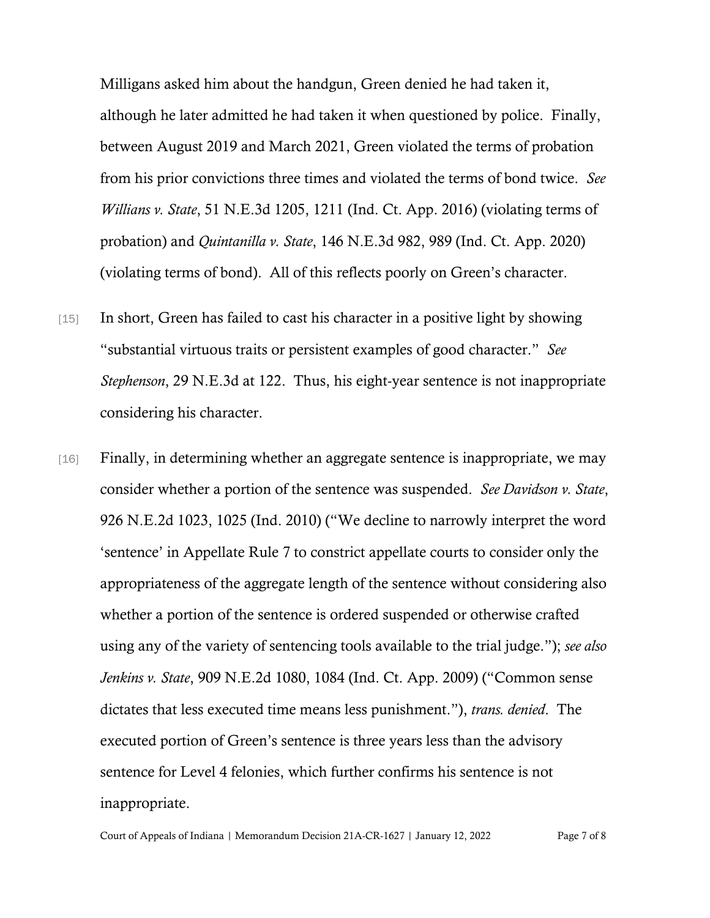Milligans asked him about the handgun, Green denied he had taken it, although he later admitted he had taken it when questioned by police. Finally, between August 2019 and March 2021, Green violated the terms of probation from his prior convictions three times and violated the terms of bond twice. *See Willians v. State*, 51 N.E.3d 1205, 1211 (Ind. Ct. App. 2016) (violating terms of probation) and *Quintanilla v. State*, 146 N.E.3d 982, 989 (Ind. Ct. App. 2020) (violating terms of bond). All of this reflects poorly on Green's character.

[15] In short, Green has failed to cast his character in a positive light by showing "substantial virtuous traits or persistent examples of good character." *See Stephenson*, 29 N.E.3d at 122. Thus, his eight-year sentence is not inappropriate considering his character.

[16] Finally, in determining whether an aggregate sentence is inappropriate, we may consider whether a portion of the sentence was suspended. *See Davidson v. State*, 926 N.E.2d 1023, 1025 (Ind. 2010) ("We decline to narrowly interpret the word 'sentence' in Appellate Rule 7 to constrict appellate courts to consider only the appropriateness of the aggregate length of the sentence without considering also whether a portion of the sentence is ordered suspended or otherwise crafted using any of the variety of sentencing tools available to the trial judge."); *see also Jenkins v. State*, 909 N.E.2d 1080, 1084 (Ind. Ct. App. 2009) ("Common sense dictates that less executed time means less punishment."), *trans. denied*. The executed portion of Green's sentence is three years less than the advisory sentence for Level 4 felonies, which further confirms his sentence is not inappropriate.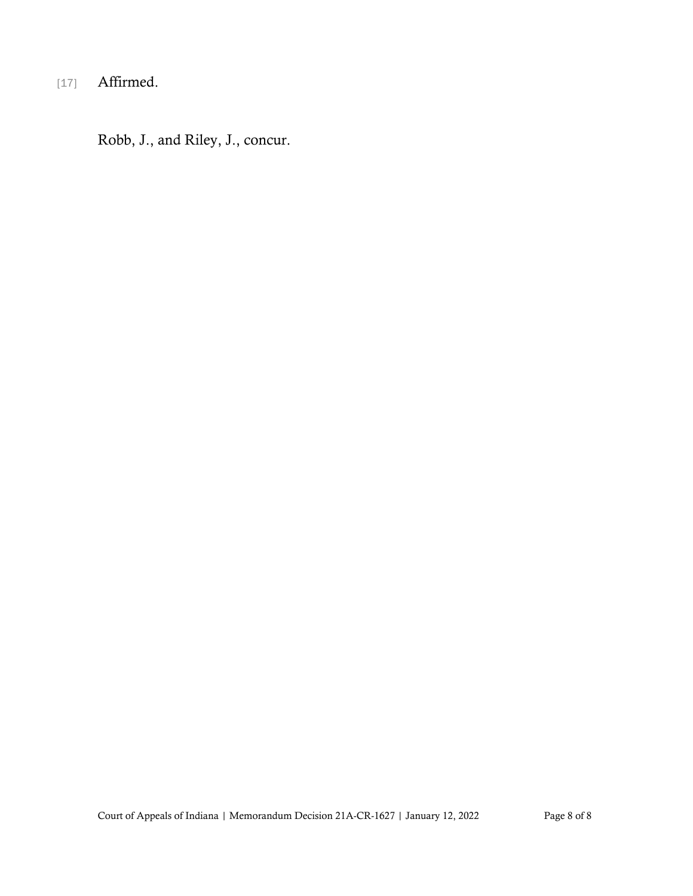[17] Affirmed.

Robb, J., and Riley, J., concur.